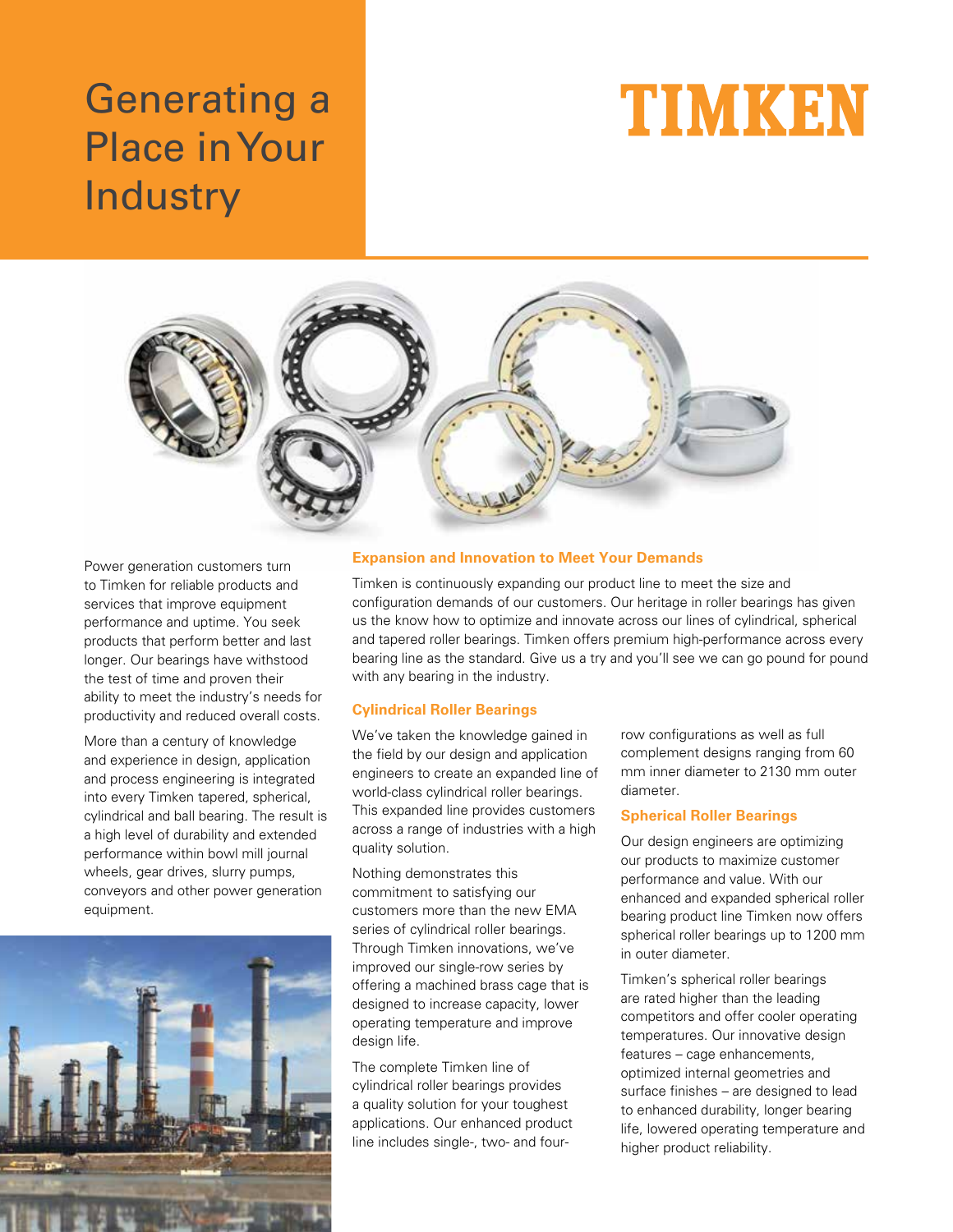# Generating a Place in Your Industry

TIMKEN

Power generation customers turn to Timken for reliable products and services that improve equipment performance and uptime. You seek products that perform better and last longer. Our bearings have withstood the test of time and proven their ability to meet the industry's needs for productivity and reduced overall costs.

More than a century of knowledge and experience in design, application and process engineering is integrated into every Timken tapered, spherical, cylindrical and ball bearing. The result is a high level of durability and extended performance within bowl mill journal wheels, gear drives, slurry pumps, conveyors and other power generation equipment.

## Expansion and Innovation to Meet Your Demands

Timken is continuously expanding our product line to meet the size and configuration demands of our customers. Our heritage in roller bearings has given us the know how to optimize and innovate across our lines of cylindrical, spherical and tapered roller bearings. Timken offers premium high-performance across every bearing line as the standard. Give us a try and you'll see we can go pound for pound with any bearing in the industry.

### Cylindrical Roller Bearings

We've taken the knowledge gained in the field by our design and application engineers to create an expanded line of world-class cylindrical roller bearings. This expanded line provides customers across a range of industries with a high quality solution.

Nothing demonstrates this commitment to satisfying our customers more than the new EMA series of cylindrical roller bearings. Through Timken innovations, we've improved our single-row series by offering a machined brass cage that is designed to increase capacity, lower operating temperature and improve design life.

The complete Timken line of cylindrical roller bearings provides a quality solution for your toughest applications. Our enhanced product line includes single-, two- and four-row configurations as well as full complement designs ranging from 60 mm inner diameter to 2130 mm outer diameter.

### Spherical Roller Bearings

Our design engineers are optimizing our products to maximize customer performance and value. With our enhanced and expanded spherical roller bearing product line Timken now offers spherical roller bearings up to 1200 mm in outer diameter.

Timken's spherical roller bearings are rated higher than the leading competitors and offer cooler operating temperatures. Our innovative design features – cage enhancements, optimized internal geometries and surface finishes – are designed to lead to enhanced durability, longer bearing life, lowered operating temperature and higher product reliability.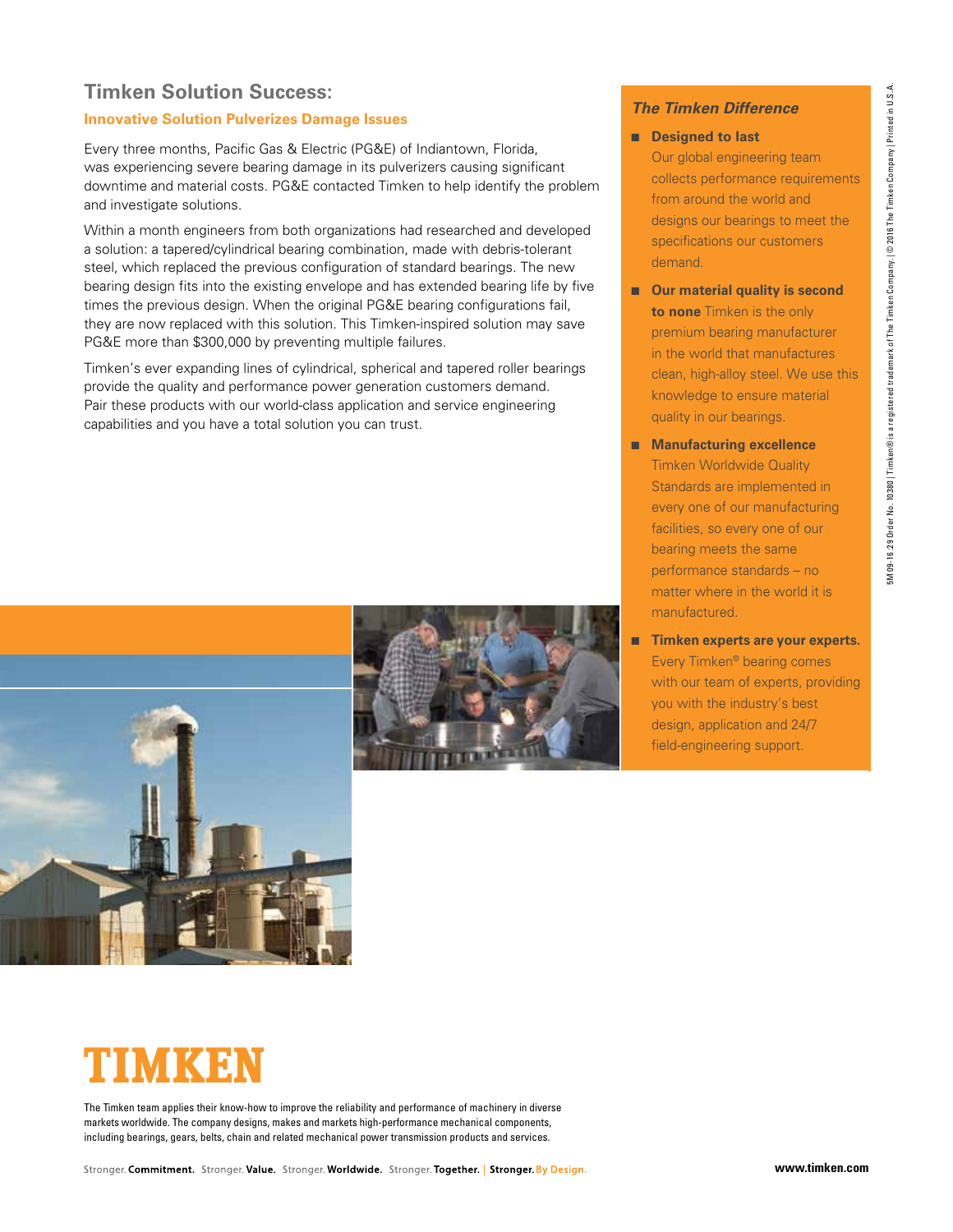## Timken Solution Success:

### Innovative Solution Pulverizes Damage Issues

Every three months, Pacific Gas & Electric (PG&E) of Indiantown, Florida, was experiencing severe bearing damage in its pulverizers causing significant downtime and material costs. PG&E contacted Timken to help identify the problem and investigate solutions.

Within a month engineers from both organizations had researched and developed a solution: a tapered/cylindrical bearing combination, made with debris-tolerant steel, which replaced the previous configuration of standard bearings. The new bearing design fits into the existing envelope and has extended bearing life by five times the previous design. When the original PG&E bearing configurations fail, they are now replaced with this solution. This Timken-inspired solution may save PG&E more than $300,000 by preventing multiple failures.

Timken's ever expanding lines of cylindrical, spherical and tapered roller bearings provide the quality and performance power generation customers demand. Pair these products with our world-class application and service engineering capabilities and you have a total solution you can trust.

### *The Timken Difference*

- **Designed to last**
  Our global engineering team collects performance requirements from around the world and designs our bearings to meet the specifications our customers demand.
- **Our material quality is second to none** Timken is the only premium bearing manufacturer in the world that manufactures clean, high-alloy steel. We use this knowledge to ensure material quality in our bearings.
- **Manufacturing excellence**
  Timken Worldwide Quality Standards are implemented in every one of our manufacturing facilities, so every one of our bearing meets the same performance standards – no matter where in the world it is manufactured.
- **Timken experts are your experts.**
  Every Timken® bearing comes with our team of experts, providing you with the industry's best design, application and 24/7 field-engineering support.

5M 09-16 :29 Order No. 10380 | Timken® is a registered trademark of The Timken Company. | © 2016 The Timken Company | Printed in U.S.A.

# TIMKEN

The Timken team applies their know-how to improve the reliability and performance of machinery in diverse markets worldwide. The company designs, makes and markets high-performance mechanical components, including bearings, gears, belts, chain and related mechanical power transmission products and services.

Stronger. **Commitment.** Stronger. **Value.** Stronger. **Worldwide.** Stronger. **Together.** | **Stronger.** By Design.

**www.timken.com**